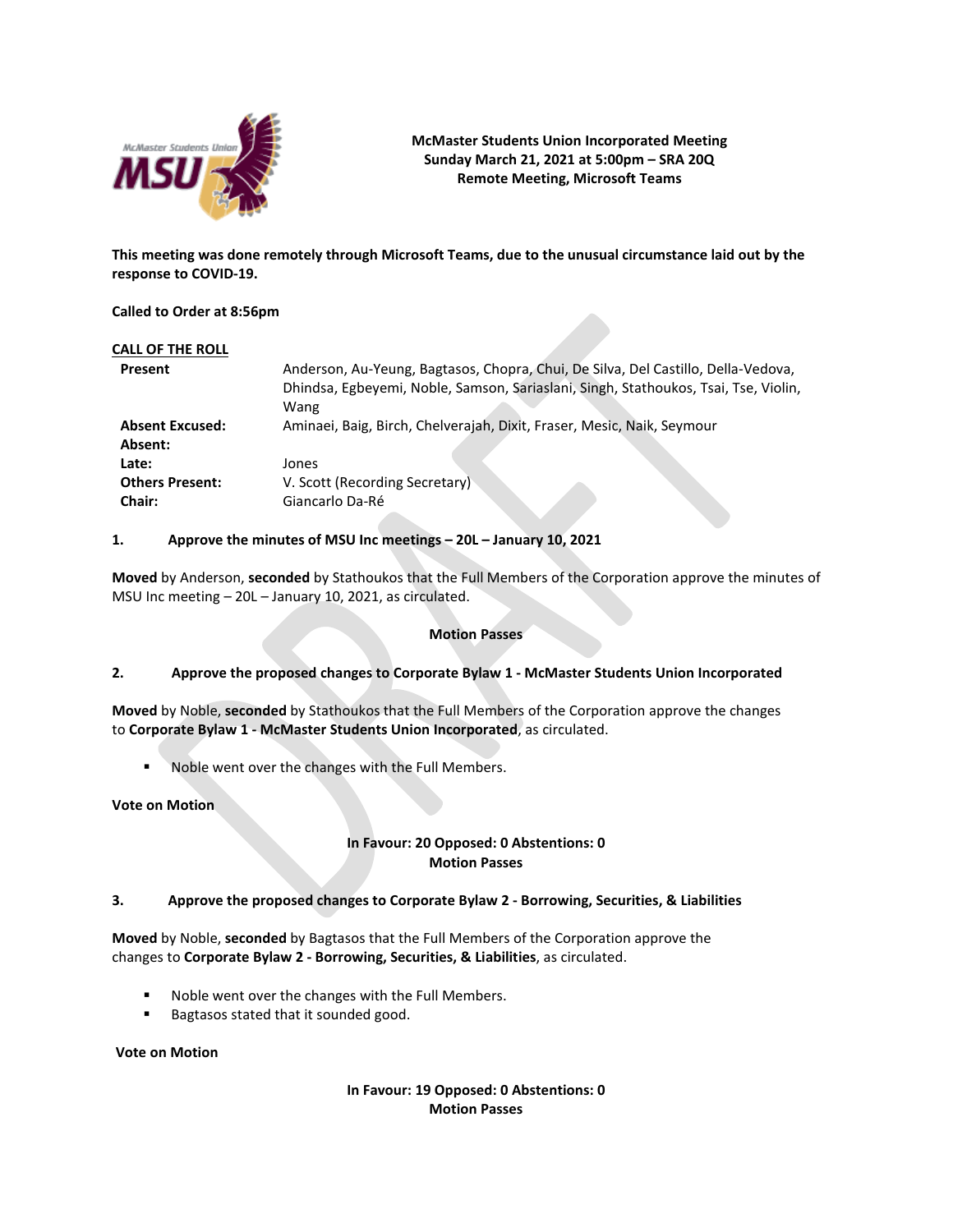**McMaster Students Union Incorporated Meeting**
**Sunday March 21, 2021 at 5:00pm – SRA 20Q**
**Remote Meeting, Microsoft Teams**

**This meeting was done remotely through Microsoft Teams, due to the unusual circumstance laid out by the response to COVID-19.**

**Called to Order at 8:56pm**

**CALL OF THE ROLL**

| | |
|---|---|
| **Present** | Anderson, Au-Yeung, Bagtasos, Chopra, Chui, De Silva, Del Castillo, Della-Vedova, Dhindsa, Egbeyemi, Noble, Samson, Sariaslani, Singh, Stathoukos, Tsai, Tse, Violin, Wang |
| **Absent Excused:** | Aminaei, Baig, Birch, Chelverajah, Dixit, Fraser, Mesic, Naik, Seymour |
| **Absent:** | |
| **Late:** | Jones |
| **Others Present:** | V. Scott (Recording Secretary) |
| **Chair:** | Giancarlo Da-Ré |

**1. Approve the minutes of MSU Inc meetings – 20L – January 10, 2021**

**Moved** by Anderson, **seconded** by Stathoukos that the Full Members of the Corporation approve the minutes of MSU Inc meeting – 20L – January 10, 2021, as circulated.

**Motion Passes**

**2. Approve the proposed changes to Corporate Bylaw 1 - McMaster Students Union Incorporated**

**Moved** by Noble, **seconded** by Stathoukos that the Full Members of the Corporation approve the changes to **Corporate Bylaw 1 - McMaster Students Union Incorporated**, as circulated.

- Noble went over the changes with the Full Members.

**Vote on Motion**

**In Favour: 20 Opposed: 0 Abstentions: 0**
**Motion Passes**

**3. Approve the proposed changes to Corporate Bylaw 2 - Borrowing, Securities, & Liabilities**

**Moved** by Noble, **seconded** by Bagtasos that the Full Members of the Corporation approve the changes to **Corporate Bylaw 2 - Borrowing, Securities, & Liabilities**, as circulated.

- Noble went over the changes with the Full Members.
- Bagtasos stated that it sounded good.

**Vote on Motion**

**In Favour: 19 Opposed: 0 Abstentions: 0**
**Motion Passes**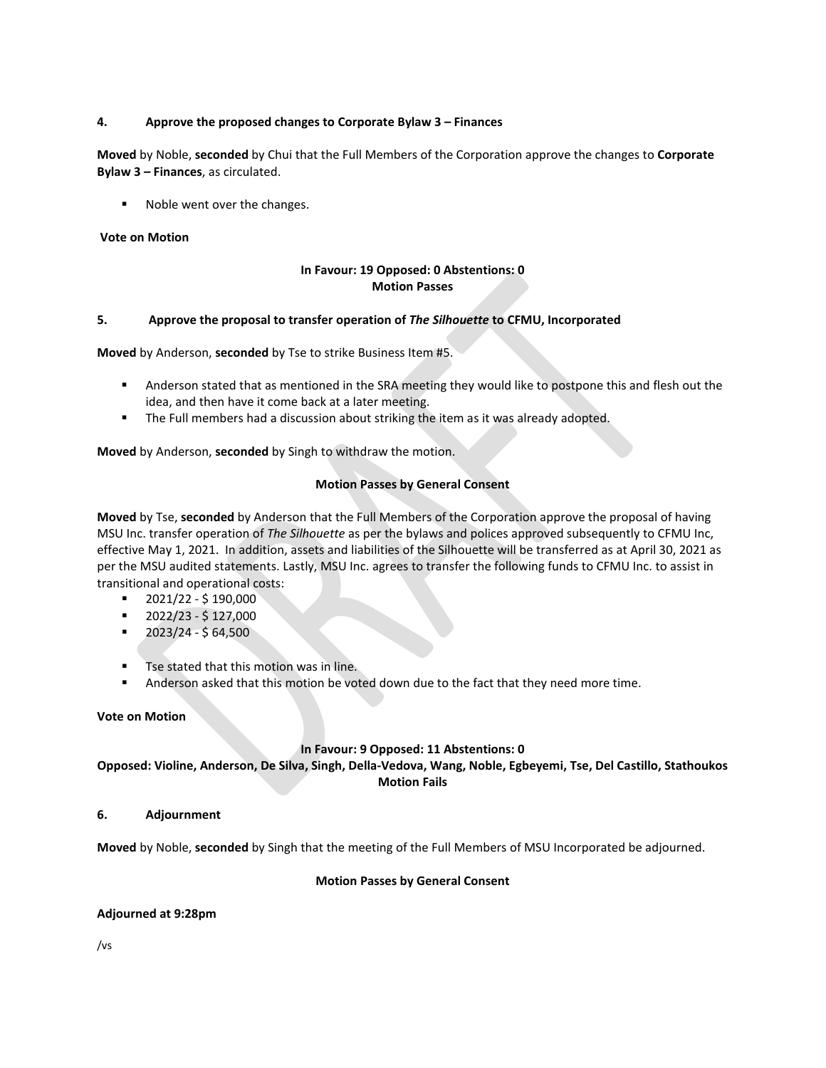**4. Approve the proposed changes to Corporate Bylaw 3 – Finances**

**Moved** by Noble, **seconded** by Chui that the Full Members of the Corporation approve the changes to **Corporate Bylaw 3 – Finances**, as circulated.

- Noble went over the changes.

**Vote on Motion**

**In Favour: 19 Opposed: 0 Abstentions: 0**
**Motion Passes**

**5. Approve the proposal to transfer operation of *The Silhouette* to CFMU, Incorporated**

**Moved** by Anderson, **seconded** by Tse to strike Business Item #5.

- Anderson stated that as mentioned in the SRA meeting they would like to postpone this and flesh out the idea, and then have it come back at a later meeting.
- The Full members had a discussion about striking the item as it was already adopted.

**Moved** by Anderson, **seconded** by Singh to withdraw the motion.

**Motion Passes by General Consent**

**Moved** by Tse, **seconded** by Anderson that the Full Members of the Corporation approve the proposal of having MSU Inc. transfer operation of *The Silhouette* as per the bylaws and polices approved subsequently to CFMU Inc, effective May 1, 2021. In addition, assets and liabilities of the Silhouette will be transferred as at April 30, 2021 as per the MSU audited statements. Lastly, MSU Inc. agrees to transfer the following funds to CFMU Inc. to assist in transitional and operational costs:

- 2021/22 - $ 190,000
- 2022/23 - $ 127,000
- 2023/24 - $ 64,500

- Tse stated that this motion was in line.
- Anderson asked that this motion be voted down due to the fact that they need more time.

**Vote on Motion**

**In Favour: 9 Opposed: 11 Abstentions: 0**
**Opposed: Violine, Anderson, De Silva, Singh, Della-Vedova, Wang, Noble, Egbeyemi, Tse, Del Castillo, Stathoukos**
**Motion Fails**

**6. Adjournment**

**Moved** by Noble, **seconded** by Singh that the meeting of the Full Members of MSU Incorporated be adjourned.

**Motion Passes by General Consent**

**Adjourned at 9:28pm**

/vs